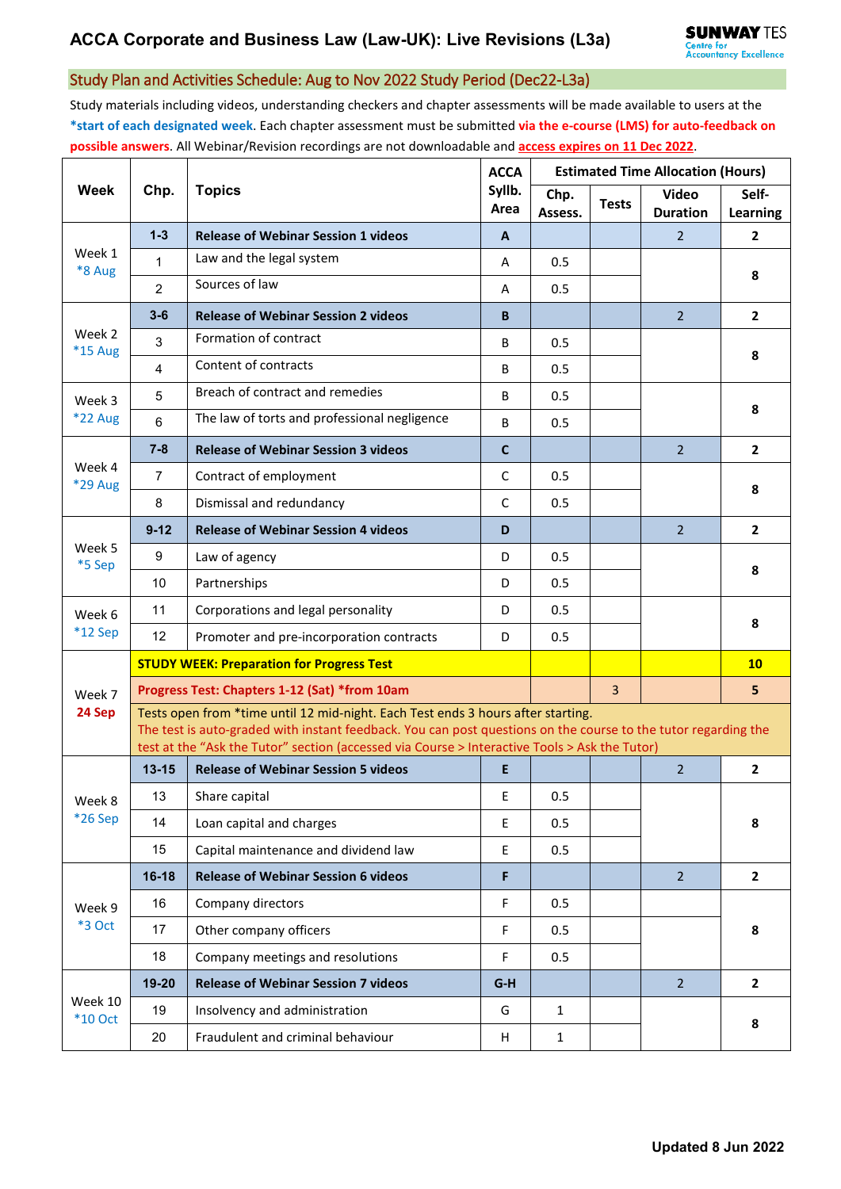# ACCA Corporate and Business Law (Law-UK): Live Revisions (L3a)

SUNWAY TES Centre for Accountancy Excellence

## Study Plan and Activities Schedule: Aug to Nov 2022 Study Period (Dec22-L3a)

Study materials including videos, understanding checkers and chapter assessments will be made available to users at the ***start of each designated week**. Each chapter assessment must be submitted **via the e-course (LMS) for auto-feedback on possible answers**. All Webinar/Revision recordings are not downloadable and **access expires on 11 Dec 2022**.

| Week | Chp. | Topics | ACCA Syllb. Area | Estimated Time Allocation (Hours) | | | |
|---|---|---|---|---|---|---|---|
| | | | | Chp. Assess. | Tests | Video Duration | Self-Learning |
| Week 1 *8 Aug | **1-3** | **Release of Webinar Session 1 videos** | **A** | | | 2 | **2** |
| | 1 | Law and the legal system | A | 0.5 | | | **8** |
| | 2 | Sources of law | A | 0.5 | | | |
| Week 2 *15 Aug | **3-6** | **Release of Webinar Session 2 videos** | **B** | | | 2 | **2** |
| | 3 | Formation of contract | B | 0.5 | | | **8** |
| | 4 | Content of contracts | B | 0.5 | | | |
| Week 3 *22 Aug | 5 | Breach of contract and remedies | B | 0.5 | | | **8** |
| | 6 | The law of torts and professional negligence | B | 0.5 | | | |
| Week 4 *29 Aug | **7-8** | **Release of Webinar Session 3 videos** | **C** | | | 2 | **2** |
| | 7 | Contract of employment | C | 0.5 | | | **8** |
| | 8 | Dismissal and redundancy | C | 0.5 | | | |
| Week 5 *5 Sep | **9-12** | **Release of Webinar Session 4 videos** | **D** | | | 2 | **2** |
| | 9 | Law of agency | D | 0.5 | | | **8** |
| | 10 | Partnerships | D | 0.5 | | | |
| Week 6 *12 Sep | 11 | Corporations and legal personality | D | 0.5 | | | **8** |
| | 12 | Promoter and pre-incorporation contracts | D | 0.5 | | | |
| Week 7 **24 Sep** | **STUDY WEEK: Preparation for Progress Test** | | | | | | **10** |
| | **Progress Test: Chapters 1-12 (Sat) *from 10am** | | | | 3 | | **5** |
| | Tests open from *time until 12 mid-night. Each Test ends 3 hours after starting. The test is auto-graded with instant feedback. You can post questions on the course to the tutor regarding the test at the "Ask the Tutor" section (accessed via Course > Interactive Tools > Ask the Tutor) | | | | | | |
| Week 8 *26 Sep | **13-15** | **Release of Webinar Session 5 videos** | **E** | | | 2 | **2** |
| | 13 | Share capital | E | 0.5 | | | **8** |
| | 14 | Loan capital and charges | E | 0.5 | | | |
| | 15 | Capital maintenance and dividend law | E | 0.5 | | | |
| Week 9 *3 Oct | **16-18** | **Release of Webinar Session 6 videos** | **F** | | | 2 | **2** |
| | 16 | Company directors | F | 0.5 | | | **8** |
| | 17 | Other company officers | F | 0.5 | | | |
| | 18 | Company meetings and resolutions | F | 0.5 | | | |
| Week 10 *10 Oct | **19-20** | **Release of Webinar Session 7 videos** | **G-H** | | | 2 | **2** |
| | 19 | Insolvency and administration | G | 1 | | | **8** |
| | 20 | Fraudulent and criminal behaviour | H | 1 | | | |

**Updated 8 Jun 2022**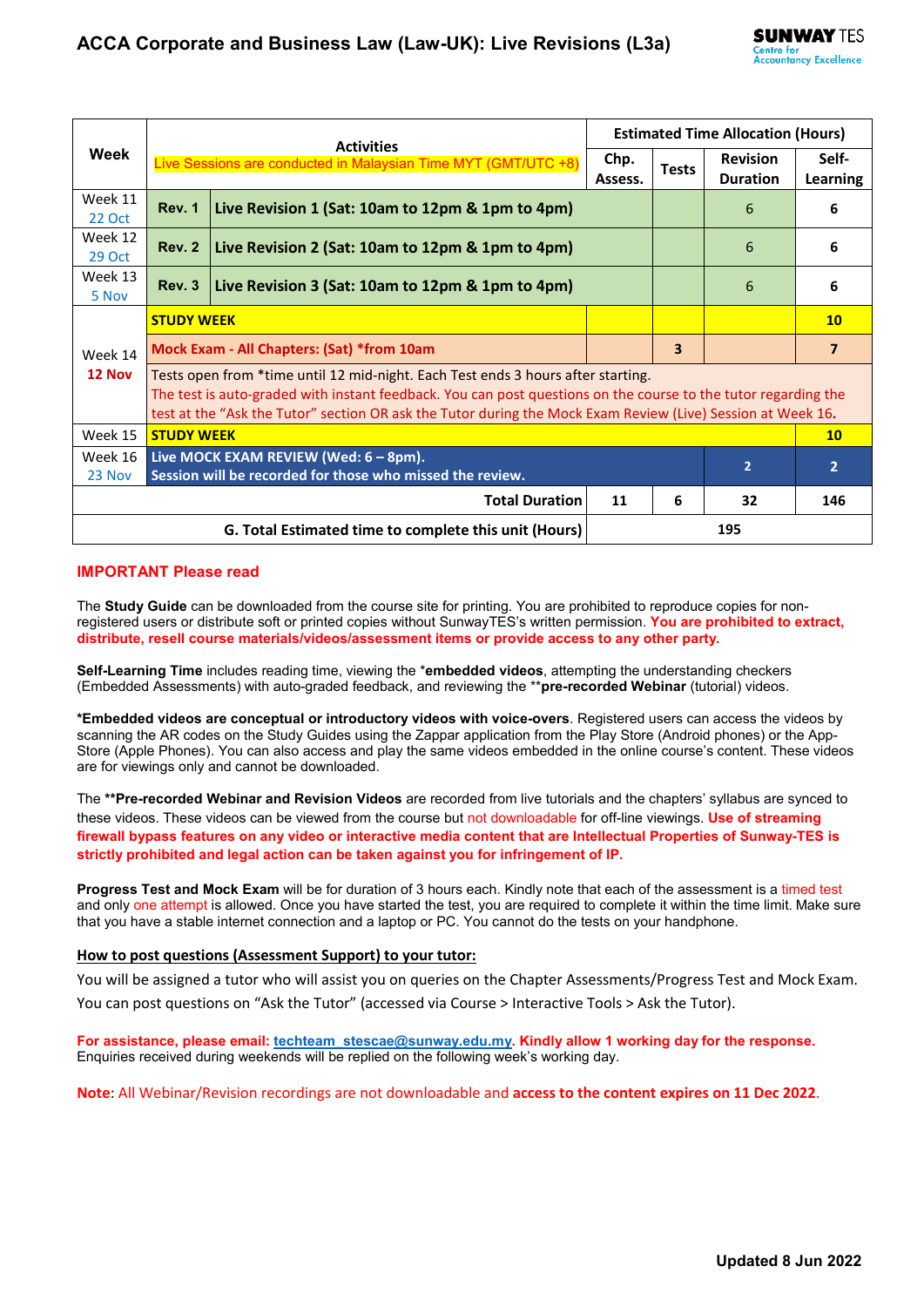# ACCA Corporate and Business Law (Law-UK): Live Revisions (L3a)

| Week | Activities<br>Live Sessions are conducted in Malaysian Time MYT (GMT/UTC +8) | | Estimated Time Allocation (Hours) | | | |
|---|---|---|---|---|---|---|
| | | | Chp. Assess. | Tests | Revision Duration | Self-Learning |
| Week 11<br>22 Oct | Rev. 1 | Live Revision 1 (Sat: 10am to 12pm & 1pm to 4pm) | | | 6 | 6 |
| Week 12<br>29 Oct | Rev. 2 | Live Revision 2 (Sat: 10am to 12pm & 1pm to 4pm) | | | 6 | 6 |
| Week 13<br>5 Nov | Rev. 3 | Live Revision 3 (Sat: 10am to 12pm & 1pm to 4pm) | | | 6 | 6 |
| Week 14<br>12 Nov | STUDY WEEK | | | | | 10 |
| | Mock Exam - All Chapters: (Sat) *from 10am | | | 3 | | 7 |
| | Tests open from *time until 12 mid-night. Each Test ends 3 hours after starting.<br>The test is auto-graded with instant feedback. You can post questions on the course to the tutor regarding the test at the "Ask the Tutor" section OR ask the Tutor during the Mock Exam Review (Live) Session at Week 16. | | | | | |
| Week 15 | STUDY WEEK | | | | | 10 |
| Week 16<br>23 Nov | Live MOCK EXAM REVIEW (Wed: 6 – 8pm).<br>Session will be recorded for those who missed the review. | | | | 2 | 2 |
| | | Total Duration | 11 | 6 | 32 | 146 |
| | | G. Total Estimated time to complete this unit (Hours) | 195 | | | |

## IMPORTANT Please read

The **Study Guide** can be downloaded from the course site for printing. You are prohibited to reproduce copies for non-registered users or distribute soft or printed copies without SunwayTES's written permission. **You are prohibited to extract, distribute, resell course materials/videos/assessment items or provide access to any other party.**

**Self-Learning Time** includes reading time, viewing the ***embedded videos**, attempting the understanding checkers (Embedded Assessments) with auto-graded feedback, and reviewing the ****pre-recorded Webinar** (tutorial) videos.

***Embedded videos are conceptual or introductory videos with voice-overs**. Registered users can access the videos by scanning the AR codes on the Study Guides using the Zappar application from the Play Store (Android phones) or the App-Store (Apple Phones). You can also access and play the same videos embedded in the online course's content. These videos are for viewings only and cannot be downloaded.

The ****Pre-recorded Webinar and Revision Videos** are recorded from live tutorials and the chapters' syllabus are synced to these videos. These videos can be viewed from the course but not downloadable for off-line viewings. **Use of streaming firewall bypass features on any video or interactive media content that are Intellectual Properties of Sunway-TES is strictly prohibited and legal action can be taken against you for infringement of IP.**

**Progress Test and Mock Exam** will be for duration of 3 hours each. Kindly note that each of the assessment is a timed test and only one attempt is allowed. Once you have started the test, you are required to complete it within the time limit. Make sure that you have a stable internet connection and a laptop or PC. You cannot do the tests on your handphone.

**How to post questions (Assessment Support) to your tutor:**

You will be assigned a tutor who will assist you on queries on the Chapter Assessments/Progress Test and Mock Exam. You can post questions on "Ask the Tutor" (accessed via Course > Interactive Tools > Ask the Tutor).

**For assistance, please email: techteam_stescae@sunway.edu.my. Kindly allow 1 working day for the response.**
Enquiries received during weekends will be replied on the following week's working day.

**Note**: All Webinar/Revision recordings are not downloadable and **access to the content expires on 11 Dec 2022**.

Updated 8 Jun 2022